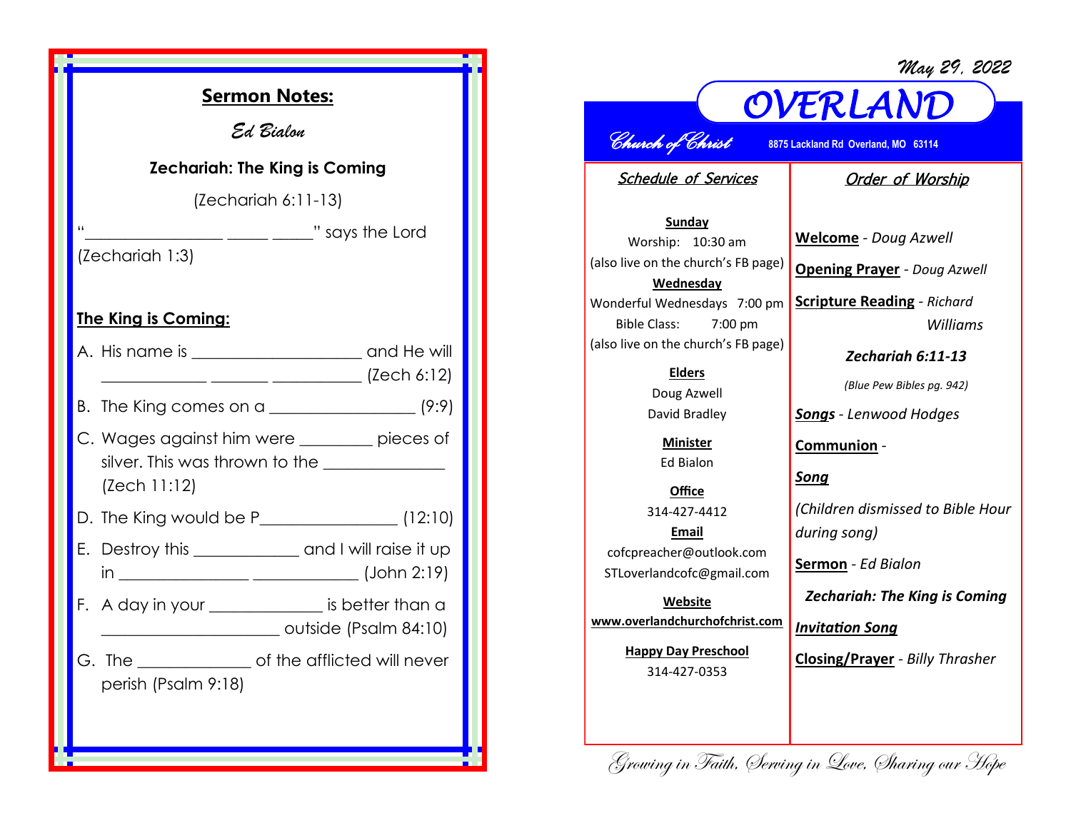## Sermon Notes:

*Ed Bialon*

**Zechariah: The King is Coming**

(Zechariah 6:11-13)

"________________ _____ _____" says the Lord (Zechariah 1:3)

**The King is Coming:**

A. His name is ____________________ and He will ____________ _______ ___________ (Zech 6:12)

B. The King comes on a _________________ (9:9)

C. Wages against him were ________ pieces of silver. This was thrown to the ______________ (Zech 11:12)

D. The King would be P________________ (12:10)

E. Destroy this ____________ and I will raise it up in _______________ ____________ (John 2:19)

F. A day in your _____________ is better than a _____________________ outside (Psalm 84:10)

G. The _____________ of the afflicted will never perish (Psalm 9:18)

*May 29, 2022*

# OVERLAND

*Church of Christ* 8875 Lackland Rd Overland, MO 63114

### Schedule of Services

**Sunday**
Worship: 10:30 am
(also live on the church's FB page)

**Wednesday**
Wonderful Wednesdays 7:00 pm
Bible Class: 7:00 pm
(also live on the church's FB page)

**Elders**
Doug Azwell
David Bradley

**Minister**
Ed Bialon

**Office**
314-427-4412

**Email**
cofcpreacher@outlook.com
STLoverlandcofc@gmail.com

**Website**
**www.overlandchurchofchrist.com**

**Happy Day Preschool**
314-427-0353

### Order of Worship

**Welcome** - *Doug Azwell*

**Opening Prayer** - *Doug Azwell*

**Scripture Reading** - *Richard Williams*

***Zechariah 6:11-13***

*(Blue Pew Bibles pg. 942)*

***Songs*** - *Lenwood Hodges*

**Communion** -

***Song***

*(Children dismissed to Bible Hour during song)*

**Sermon** - *Ed Bialon*

***Zechariah: The King is Coming***

***Invitation Song***

**Closing/Prayer** - *Billy Thrasher*

*Growing in Faith, Serving in Love, Sharing our Hope*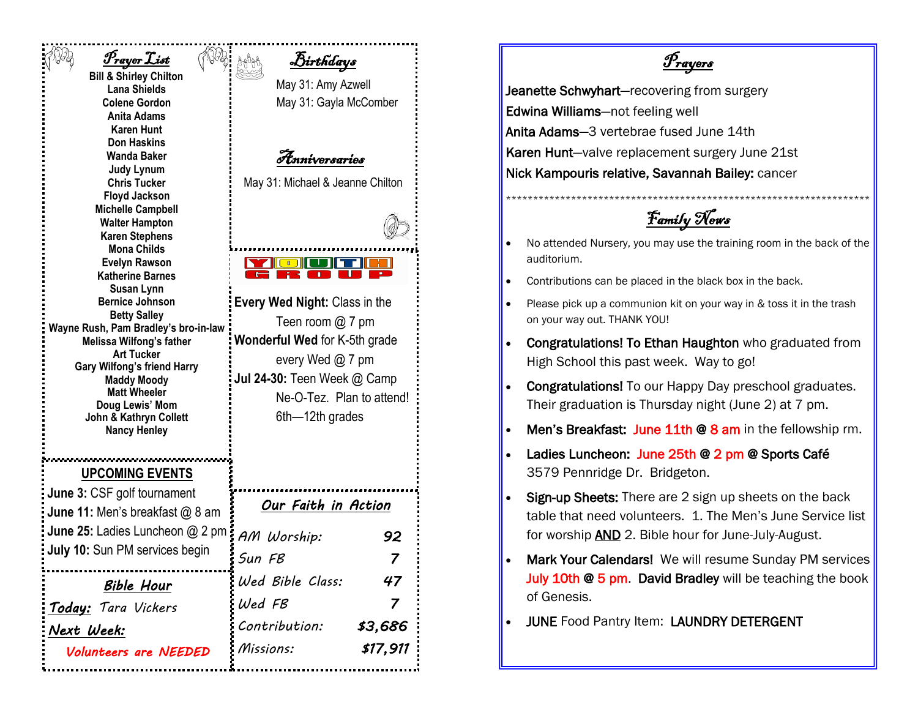## Prayer List

**Bill & Shirley Chilton**
**Lana Shields**
**Colene Gordon**
**Anita Adams**
**Karen Hunt**
**Don Haskins**
**Wanda Baker**
**Judy Lynum**
**Chris Tucker**
**Floyd Jackson**
**Michelle Campbell**
**Walter Hampton**
**Karen Stephens**
**Mona Childs**
**Evelyn Rawson**
**Katherine Barnes**
**Susan Lynn**
**Bernice Johnson**
**Betty Salley**
**Wayne Rush, Pam Bradley's bro-in-law**
**Melissa Wilfong's father**
**Art Tucker**
**Gary Wilfong's friend Harry**
**Maddy Moody**
**Matt Wheeler**
**Doug Lewis' Mom**
**John & Kathryn Collett**
**Nancy Henley**

## UPCOMING EVENTS

**June 3:** CSF golf tournament
**June 11:** Men's breakfast @ 8 am
**June 25:** Ladies Luncheon @ 2 pm
**July 10:** Sun PM services begin

## Bible Hour

***Today:*** *Tara Vickers*

***Next Week:***

*Volunteers are NEEDED*

## Birthdays

May 31: Amy Azwell
May 31: Gayla McComber

## Anniversaries

May 31: Michael & Jeanne Chilton

## YOUTH GROUP

**Every Wed Night:** Class in the Teen room @ 7 pm

**Wonderful Wed** for K-5th grade every Wed @ 7 pm

**Jul 24-30:** Teen Week @ Camp Ne-O-Tez. Plan to attend! 6th—12th grades

## Our Faith in Action

| | |
|---|---|
| AM Worship: | 92 |
| Sun FB | 7 |
| Wed Bible Class: | 47 |
| Wed FB | 7 |
| Contribution: | $3,686 |
| Missions: | $17,911 |

## Prayers

Jeanette Schwyhart—recovering from surgery
Edwina Williams—not feeling well
Anita Adams—3 vertebrae fused June 14th
Karen Hunt—valve replacement surgery June 21st
**Nick Kampouris relative, Savannah Bailey:** cancer

***********************************************************************

## Family News

- No attended Nursery, you may use the training room in the back of the auditorium.
- Contributions can be placed in the black box in the back.
- Please pick up a communion kit on your way in & toss it in the trash on your way out. THANK YOU!
- Congratulations! To Ethan Haughton who graduated from High School this past week. Way to go!
- Congratulations! To our Happy Day preschool graduates. Their graduation is Thursday night (June 2) at 7 pm.
- Men's Breakfast: June 11th @ 8 am in the fellowship rm.
- Ladies Luncheon: June 25th @ 2 pm @ Sports Café 3579 Pennridge Dr. Bridgeton.
- Sign-up Sheets: There are 2 sign up sheets on the back table that need volunteers. 1. The Men's June Service list for worship AND 2. Bible hour for June-July-August.
- Mark Your Calendars! We will resume Sunday PM services July 10th @ 5 pm. David Bradley will be teaching the book of Genesis.
- JUNE Food Pantry Item: LAUNDRY DETERGENT